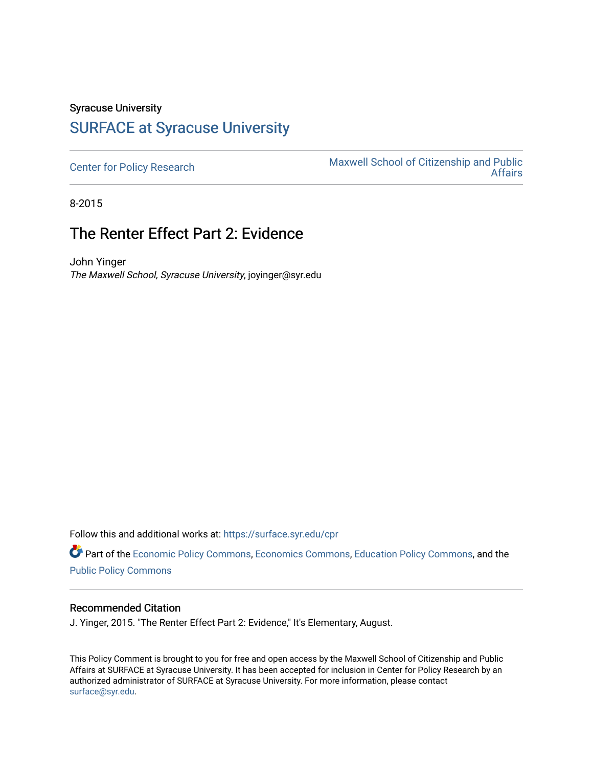Syracuse University

## SURFACE at Syracuse University

Center for Policy Research

Maxwell School of Citizenship and Public Affairs

8-2015

# The Renter Effect Part 2: Evidence

John Yinger
*The Maxwell School, Syracuse University*, joyinger@syr.edu

Follow this and additional works at: https://surface.syr.edu/cpr

Part of the Economic Policy Commons, Economics Commons, Education Policy Commons, and the Public Policy Commons

### Recommended Citation

J. Yinger, 2015. "The Renter Effect Part 2: Evidence," It's Elementary, August.

This Policy Comment is brought to you for free and open access by the Maxwell School of Citizenship and Public Affairs at SURFACE at Syracuse University. It has been accepted for inclusion in Center for Policy Research by an authorized administrator of SURFACE at Syracuse University. For more information, please contact surface@syr.edu.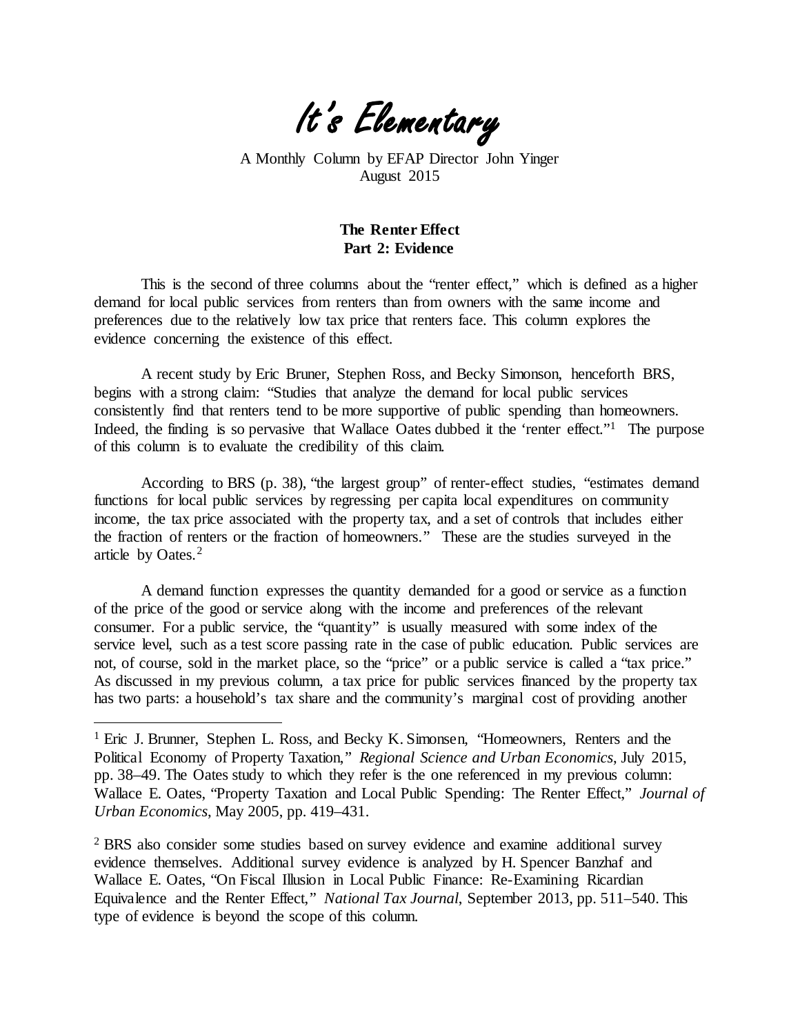# *It's Elementary*

A Monthly Column by EFAP Director John Yinger
August 2015

**The Renter Effect**
**Part 2: Evidence**

This is the second of three columns about the "renter effect," which is defined as a higher demand for local public services from renters than from owners with the same income and preferences due to the relatively low tax price that renters face. This column explores the evidence concerning the existence of this effect.

A recent study by Eric Bruner, Stephen Ross, and Becky Simonson, henceforth BRS, begins with a strong claim: "Studies that analyze the demand for local public services consistently find that renters tend to be more supportive of public spending than homeowners. Indeed, the finding is so pervasive that Wallace Oates dubbed it the 'renter effect.'"[1] The purpose of this column is to evaluate the credibility of this claim.

According to BRS (p. 38), "the largest group" of renter-effect studies, "estimates demand functions for local public services by regressing per capita local expenditures on community income, the tax price associated with the property tax, and a set of controls that includes either the fraction of renters or the fraction of homeowners." These are the studies surveyed in the article by Oates.[2]

A demand function expresses the quantity demanded for a good or service as a function of the price of the good or service along with the income and preferences of the relevant consumer. For a public service, the "quantity" is usually measured with some index of the service level, such as a test score passing rate in the case of public education. Public services are not, of course, sold in the market place, so the "price" or a public service is called a "tax price." As discussed in my previous column, a tax price for public services financed by the property tax has two parts: a household's tax share and the community's marginal cost of providing another

---

[1] Eric J. Brunner, Stephen L. Ross, and Becky K. Simonsen, "Homeowners, Renters and the Political Economy of Property Taxation," *Regional Science and Urban Economics*, July 2015, pp. 38–49. The Oates study to which they refer is the one referenced in my previous column: Wallace E. Oates, "Property Taxation and Local Public Spending: The Renter Effect," *Journal of Urban Economics*, May 2005, pp. 419–431.

[2] BRS also consider some studies based on survey evidence and examine additional survey evidence themselves. Additional survey evidence is analyzed by H. Spencer Banzhaf and Wallace E. Oates, "On Fiscal Illusion in Local Public Finance: Re-Examining Ricardian Equivalence and the Renter Effect," *National Tax Journal*, September 2013, pp. 511–540. This type of evidence is beyond the scope of this column.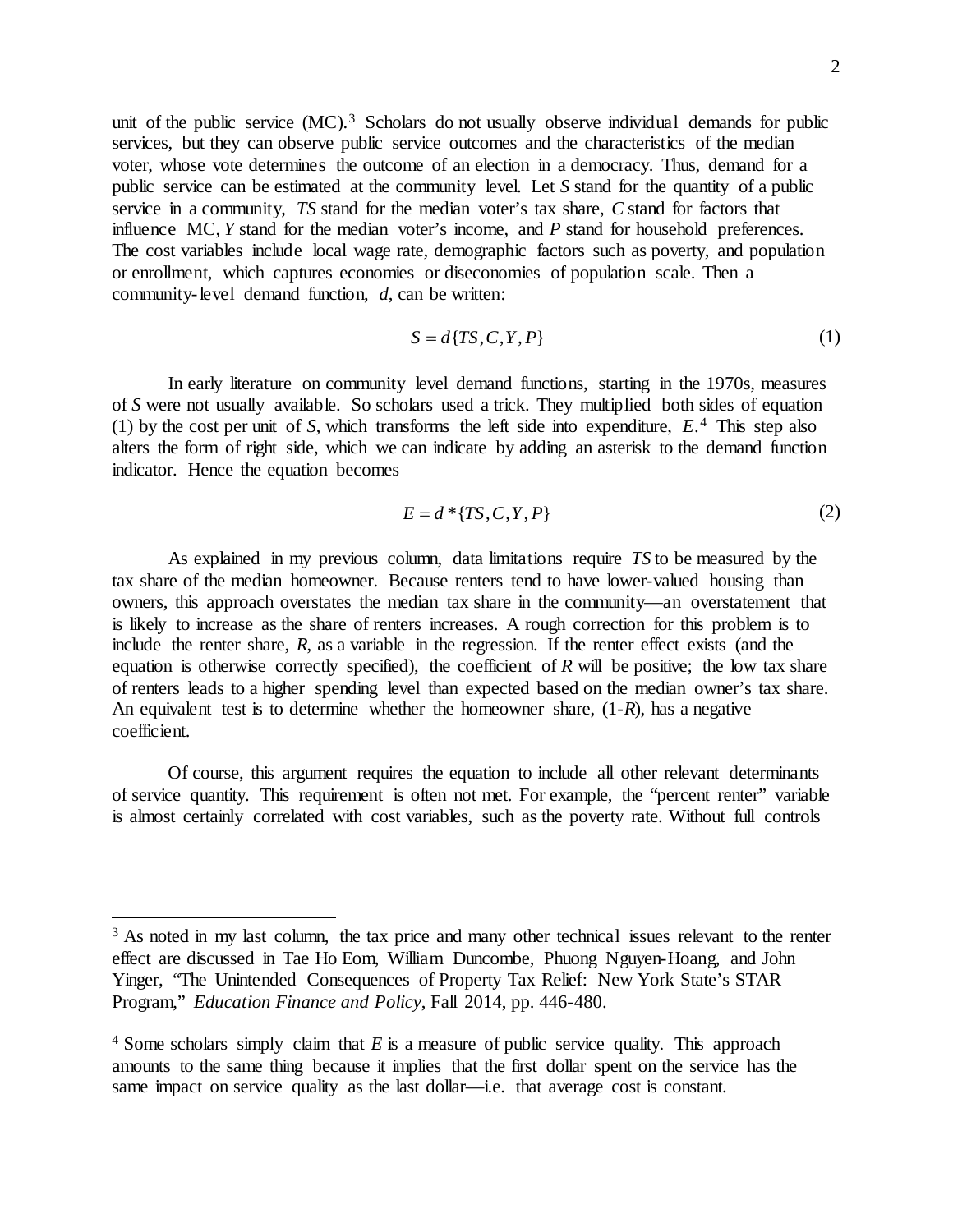unit of the public service (MC).[3] Scholars do not usually observe individual demands for public services, but they can observe public service outcomes and the characteristics of the median voter, whose vote determines the outcome of an election in a democracy. Thus, demand for a public service can be estimated at the community level. Let *S* stand for the quantity of a public service in a community, *TS* stand for the median voter's tax share, *C* stand for factors that influence MC, *Y* stand for the median voter's income, and *P* stand for household preferences. The cost variables include local wage rate, demographic factors such as poverty, and population or enrollment, which captures economies or diseconomies of population scale. Then a community-level demand function, *d*, can be written:

$$S = d\{TS, C, Y, P\} \tag{1}$$

In early literature on community level demand functions, starting in the 1970s, measures of *S* were not usually available. So scholars used a trick. They multiplied both sides of equation (1) by the cost per unit of *S*, which transforms the left side into expenditure, *E*.[4] This step also alters the form of right side, which we can indicate by adding an asterisk to the demand function indicator. Hence the equation becomes

$$E = d^*\{TS, C, Y, P\} \tag{2}$$

As explained in my previous column, data limitations require *TS* to be measured by the tax share of the median homeowner. Because renters tend to have lower-valued housing than owners, this approach overstates the median tax share in the community—an overstatement that is likely to increase as the share of renters increases. A rough correction for this problem is to include the renter share, *R*, as a variable in the regression. If the renter effect exists (and the equation is otherwise correctly specified), the coefficient of *R* will be positive; the low tax share of renters leads to a higher spending level than expected based on the median owner's tax share. An equivalent test is to determine whether the homeowner share, (1-*R*), has a negative coefficient.

Of course, this argument requires the equation to include all other relevant determinants of service quantity. This requirement is often not met. For example, the "percent renter" variable is almost certainly correlated with cost variables, such as the poverty rate. Without full controls

---

[3] As noted in my last column, the tax price and many other technical issues relevant to the renter effect are discussed in Tae Ho Eom, William Duncombe, Phuong Nguyen-Hoang, and John Yinger, "The Unintended Consequences of Property Tax Relief: New York State's STAR Program," *Education Finance and Policy*, Fall 2014, pp. 446-480.

[4] Some scholars simply claim that *E* is a measure of public service quality. This approach amounts to the same thing because it implies that the first dollar spent on the service has the same impact on service quality as the last dollar—i.e. that average cost is constant.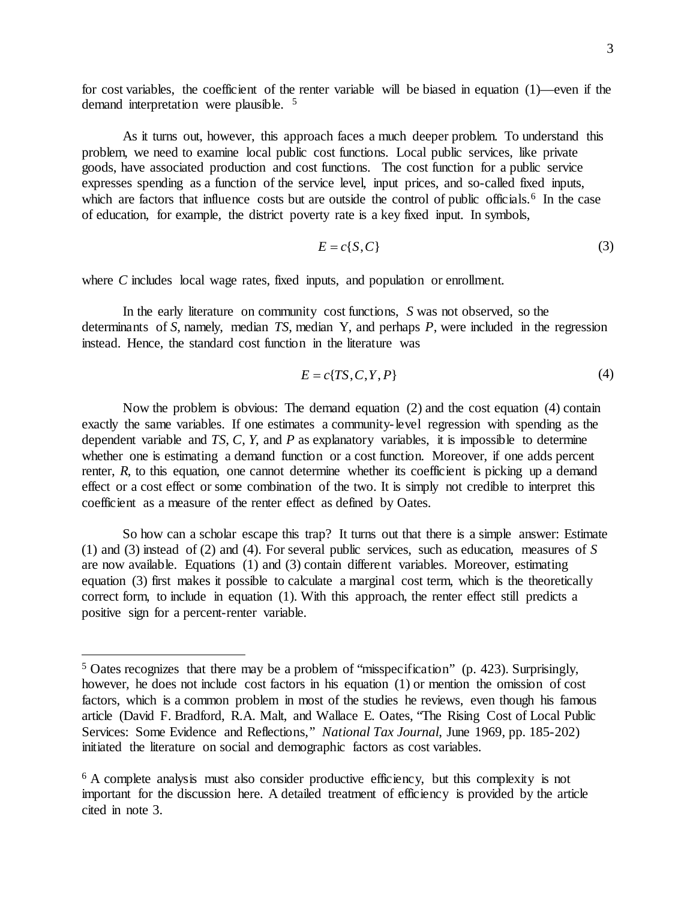for cost variables, the coefficient of the renter variable will be biased in equation (1)—even if the demand interpretation were plausible. [5]

As it turns out, however, this approach faces a much deeper problem. To understand this problem, we need to examine local public cost functions. Local public services, like private goods, have associated production and cost functions. The cost function for a public service expresses spending as a function of the service level, input prices, and so-called fixed inputs, which are factors that influence costs but are outside the control of public officials.[6] In the case of education, for example, the district poverty rate is a key fixed input. In symbols,

$$E = c\{S, C\} \tag{3}$$

where $C$ includes local wage rates, fixed inputs, and population or enrollment.

In the early literature on community cost functions, $S$ was not observed, so the determinants of $S$, namely, median $TS$, median Y, and perhaps $P$, were included in the regression instead. Hence, the standard cost function in the literature was

$$E = c\{TS, C, Y, P\} \tag{4}$$

Now the problem is obvious: The demand equation (2) and the cost equation (4) contain exactly the same variables. If one estimates a community-level regression with spending as the dependent variable and $TS$, $C$, $Y$, and $P$ as explanatory variables, it is impossible to determine whether one is estimating a demand function or a cost function. Moreover, if one adds percent renter, $R$, to this equation, one cannot determine whether its coefficient is picking up a demand effect or a cost effect or some combination of the two. It is simply not credible to interpret this coefficient as a measure of the renter effect as defined by Oates.

So how can a scholar escape this trap? It turns out that there is a simple answer: Estimate (1) and (3) instead of (2) and (4). For several public services, such as education, measures of $S$ are now available. Equations (1) and (3) contain different variables. Moreover, estimating equation (3) first makes it possible to calculate a marginal cost term, which is the theoretically correct form, to include in equation (1). With this approach, the renter effect still predicts a positive sign for a percent-renter variable.

---

[5] Oates recognizes that there may be a problem of "misspecification" (p. 423). Surprisingly, however, he does not include cost factors in his equation (1) or mention the omission of cost factors, which is a common problem in most of the studies he reviews, even though his famous article (David F. Bradford, R.A. Malt, and Wallace E. Oates, "The Rising Cost of Local Public Services: Some Evidence and Reflections," *National Tax Journal*, June 1969, pp. 185-202) initiated the literature on social and demographic factors as cost variables.

[6] A complete analysis must also consider productive efficiency, but this complexity is not important for the discussion here. A detailed treatment of efficiency is provided by the article cited in note 3.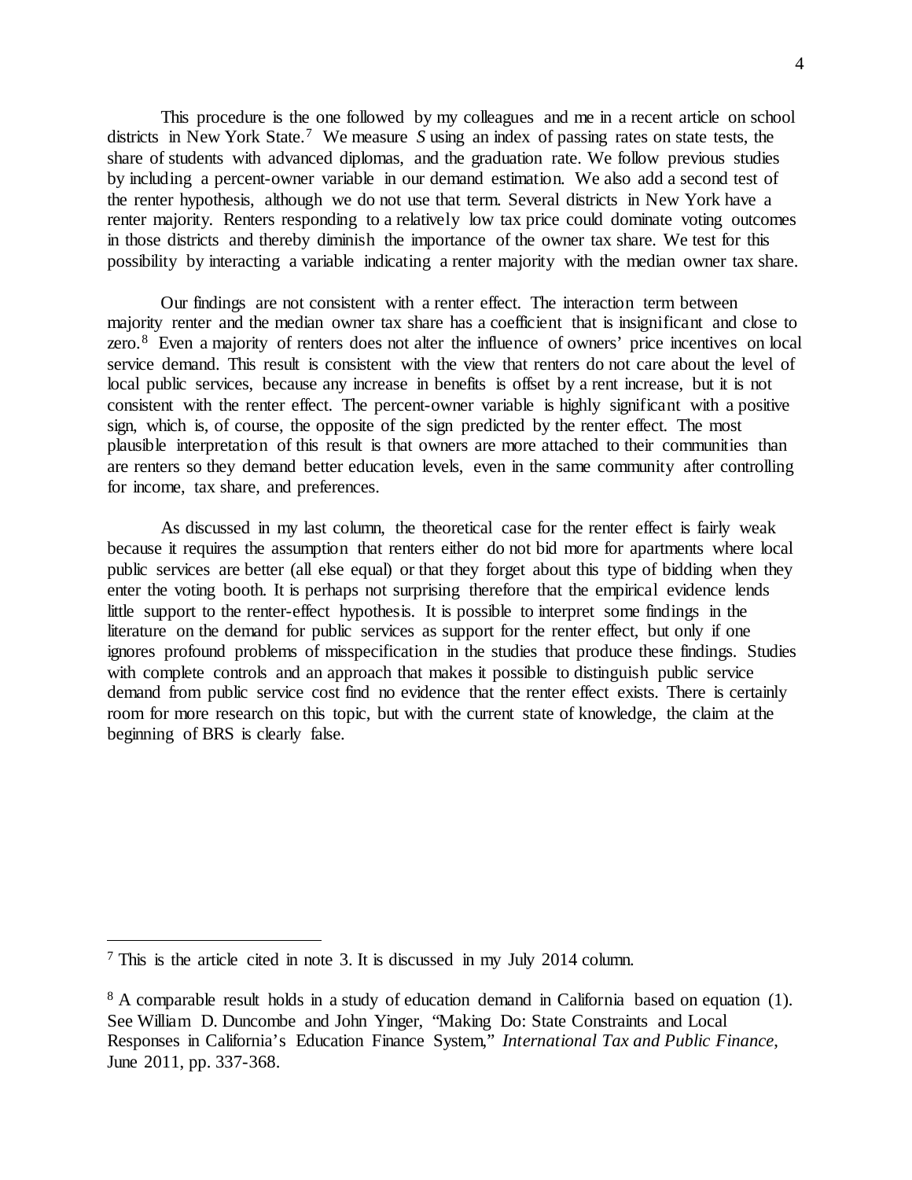This procedure is the one followed by my colleagues and me in a recent article on school districts in New York State.[7] We measure $S$ using an index of passing rates on state tests, the share of students with advanced diplomas, and the graduation rate. We follow previous studies by including a percent-owner variable in our demand estimation. We also add a second test of the renter hypothesis, although we do not use that term. Several districts in New York have a renter majority. Renters responding to a relatively low tax price could dominate voting outcomes in those districts and thereby diminish the importance of the owner tax share. We test for this possibility by interacting a variable indicating a renter majority with the median owner tax share.

Our findings are not consistent with a renter effect. The interaction term between majority renter and the median owner tax share has a coefficient that is insignificant and close to zero.[8] Even a majority of renters does not alter the influence of owners' price incentives on local service demand. This result is consistent with the view that renters do not care about the level of local public services, because any increase in benefits is offset by a rent increase, but it is not consistent with the renter effect. The percent-owner variable is highly significant with a positive sign, which is, of course, the opposite of the sign predicted by the renter effect. The most plausible interpretation of this result is that owners are more attached to their communities than are renters so they demand better education levels, even in the same community after controlling for income, tax share, and preferences.

As discussed in my last column, the theoretical case for the renter effect is fairly weak because it requires the assumption that renters either do not bid more for apartments where local public services are better (all else equal) or that they forget about this type of bidding when they enter the voting booth. It is perhaps not surprising therefore that the empirical evidence lends little support to the renter-effect hypothesis. It is possible to interpret some findings in the literature on the demand for public services as support for the renter effect, but only if one ignores profound problems of misspecification in the studies that produce these findings. Studies with complete controls and an approach that makes it possible to distinguish public service demand from public service cost find no evidence that the renter effect exists. There is certainly room for more research on this topic, but with the current state of knowledge, the claim at the beginning of BRS is clearly false.

---

[7] This is the article cited in note 3. It is discussed in my July 2014 column.

[8] A comparable result holds in a study of education demand in California based on equation (1). See William D. Duncombe and John Yinger, "Making Do: State Constraints and Local Responses in California's Education Finance System," *International Tax and Public Finance*, June 2011, pp. 337-368.